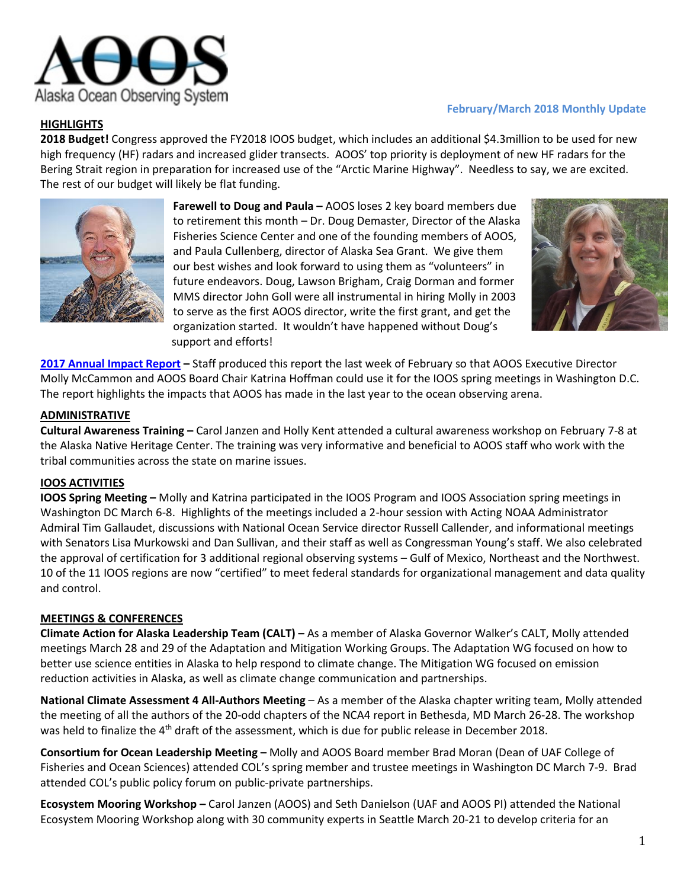# AOOS Alaska Ocean Observing System

**February/March 2018 Monthly Update**

## HIGHLIGHTS

**2018 Budget!** Congress approved the FY2018 IOOS budget, which includes an additional $4.3million to be used for new high frequency (HF) radars and increased glider transects. AOOS' top priority is deployment of new HF radars for the Bering Strait region in preparation for increased use of the "Arctic Marine Highway". Needless to say, we are excited. The rest of our budget will likely be flat funding.

**Farewell to Doug and Paula –** AOOS loses 2 key board members due to retirement this month – Dr. Doug Demaster, Director of the Alaska Fisheries Science Center and one of the founding members of AOOS, and Paula Cullenberg, director of Alaska Sea Grant. We give them our best wishes and look forward to using them as "volunteers" in future endeavors. Doug, Lawson Brigham, Craig Dorman and former MMS director John Goll were all instrumental in hiring Molly in 2003 to serve as the first AOOS director, write the first grant, and get the organization started. It wouldn't have happened without Doug's support and efforts!

**2017 Annual Impact Report –** Staff produced this report the last week of February so that AOOS Executive Director Molly McCammon and AOOS Board Chair Katrina Hoffman could use it for the IOOS spring meetings in Washington D.C. The report highlights the impacts that AOOS has made in the last year to the ocean observing arena.

## ADMINISTRATIVE

**Cultural Awareness Training –** Carol Janzen and Holly Kent attended a cultural awareness workshop on February 7-8 at the Alaska Native Heritage Center. The training was very informative and beneficial to AOOS staff who work with the tribal communities across the state on marine issues.

## IOOS ACTIVITIES

**IOOS Spring Meeting –** Molly and Katrina participated in the IOOS Program and IOOS Association spring meetings in Washington DC March 6-8. Highlights of the meetings included a 2-hour session with Acting NOAA Administrator Admiral Tim Gallaudet, discussions with National Ocean Service director Russell Callender, and informational meetings with Senators Lisa Murkowski and Dan Sullivan, and their staff as well as Congressman Young's staff. We also celebrated the approval of certification for 3 additional regional observing systems – Gulf of Mexico, Northeast and the Northwest. 10 of the 11 IOOS regions are now "certified" to meet federal standards for organizational management and data quality and control.

## MEETINGS & CONFERENCES

**Climate Action for Alaska Leadership Team (CALT) –** As a member of Alaska Governor Walker's CALT, Molly attended meetings March 28 and 29 of the Adaptation and Mitigation Working Groups. The Adaptation WG focused on how to better use science entities in Alaska to help respond to climate change. The Mitigation WG focused on emission reduction activities in Alaska, as well as climate change communication and partnerships.

**National Climate Assessment 4 All-Authors Meeting** – As a member of the Alaska chapter writing team, Molly attended the meeting of all the authors of the 20-odd chapters of the NCA4 report in Bethesda, MD March 26-28. The workshop was held to finalize the 4th draft of the assessment, which is due for public release in December 2018.

**Consortium for Ocean Leadership Meeting –** Molly and AOOS Board member Brad Moran (Dean of UAF College of Fisheries and Ocean Sciences) attended COL's spring member and trustee meetings in Washington DC March 7-9. Brad attended COL's public policy forum on public-private partnerships.

**Ecosystem Mooring Workshop –** Carol Janzen (AOOS) and Seth Danielson (UAF and AOOS PI) attended the National Ecosystem Mooring Workshop along with 30 community experts in Seattle March 20-21 to develop criteria for an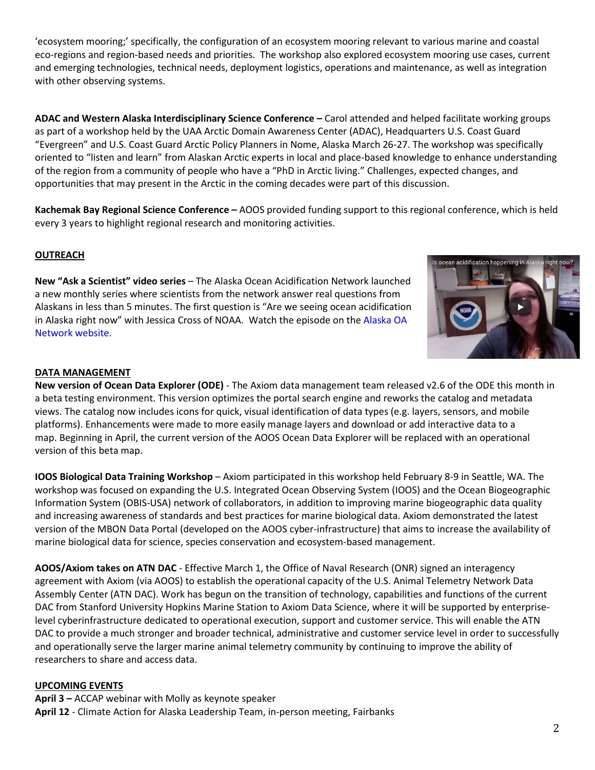'ecosystem mooring;' specifically, the configuration of an ecosystem mooring relevant to various marine and coastal eco-regions and region-based needs and priorities. The workshop also explored ecosystem mooring use cases, current and emerging technologies, technical needs, deployment logistics, operations and maintenance, as well as integration with other observing systems.

**ADAC and Western Alaska Interdisciplinary Science Conference –** Carol attended and helped facilitate working groups as part of a workshop held by the UAA Arctic Domain Awareness Center (ADAC), Headquarters U.S. Coast Guard "Evergreen" and U.S. Coast Guard Arctic Policy Planners in Nome, Alaska March 26-27. The workshop was specifically oriented to "listen and learn" from Alaskan Arctic experts in local and place-based knowledge to enhance understanding of the region from a community of people who have a "PhD in Arctic living." Challenges, expected changes, and opportunities that may present in the Arctic in the coming decades were part of this discussion.

**Kachemak Bay Regional Science Conference –** AOOS provided funding support to this regional conference, which is held every 3 years to highlight regional research and monitoring activities.

## OUTREACH

**New "Ask a Scientist" video series** – The Alaska Ocean Acidification Network launched a new monthly series where scientists from the network answer real questions from Alaskans in less than 5 minutes. The first question is "Are we seeing ocean acidification in Alaska right now" with Jessica Cross of NOAA. Watch the episode on the Alaska OA Network website.

## DATA MANAGEMENT

**New version of Ocean Data Explorer (ODE)** - The Axiom data management team released v2.6 of the ODE this month in a beta testing environment. This version optimizes the portal search engine and reworks the catalog and metadata views. The catalog now includes icons for quick, visual identification of data types (e.g. layers, sensors, and mobile platforms). Enhancements were made to more easily manage layers and download or add interactive data to a map. Beginning in April, the current version of the AOOS Ocean Data Explorer will be replaced with an operational version of this beta map.

**IOOS Biological Data Training Workshop** – Axiom participated in this workshop held February 8-9 in Seattle, WA. The workshop was focused on expanding the U.S. Integrated Ocean Observing System (IOOS) and the Ocean Biogeographic Information System (OBIS-USA) network of collaborators, in addition to improving marine biogeographic data quality and increasing awareness of standards and best practices for marine biological data. Axiom demonstrated the latest version of the MBON Data Portal (developed on the AOOS cyber-infrastructure) that aims to increase the availability of marine biological data for science, species conservation and ecosystem-based management.

**AOOS/Axiom takes on ATN DAC** - Effective March 1, the Office of Naval Research (ONR) signed an interagency agreement with Axiom (via AOOS) to establish the operational capacity of the U.S. Animal Telemetry Network Data Assembly Center (ATN DAC). Work has begun on the transition of technology, capabilities and functions of the current DAC from Stanford University Hopkins Marine Station to Axiom Data Science, where it will be supported by enterprise-level cyberinfrastructure dedicated to operational execution, support and customer service. This will enable the ATN DAC to provide a much stronger and broader technical, administrative and customer service level in order to successfully and operationally serve the larger marine animal telemetry community by continuing to improve the ability of researchers to share and access data.

## UPCOMING EVENTS

**April 3 –** ACCAP webinar with Molly as keynote speaker
**April 12** - Climate Action for Alaska Leadership Team, in-person meeting, Fairbanks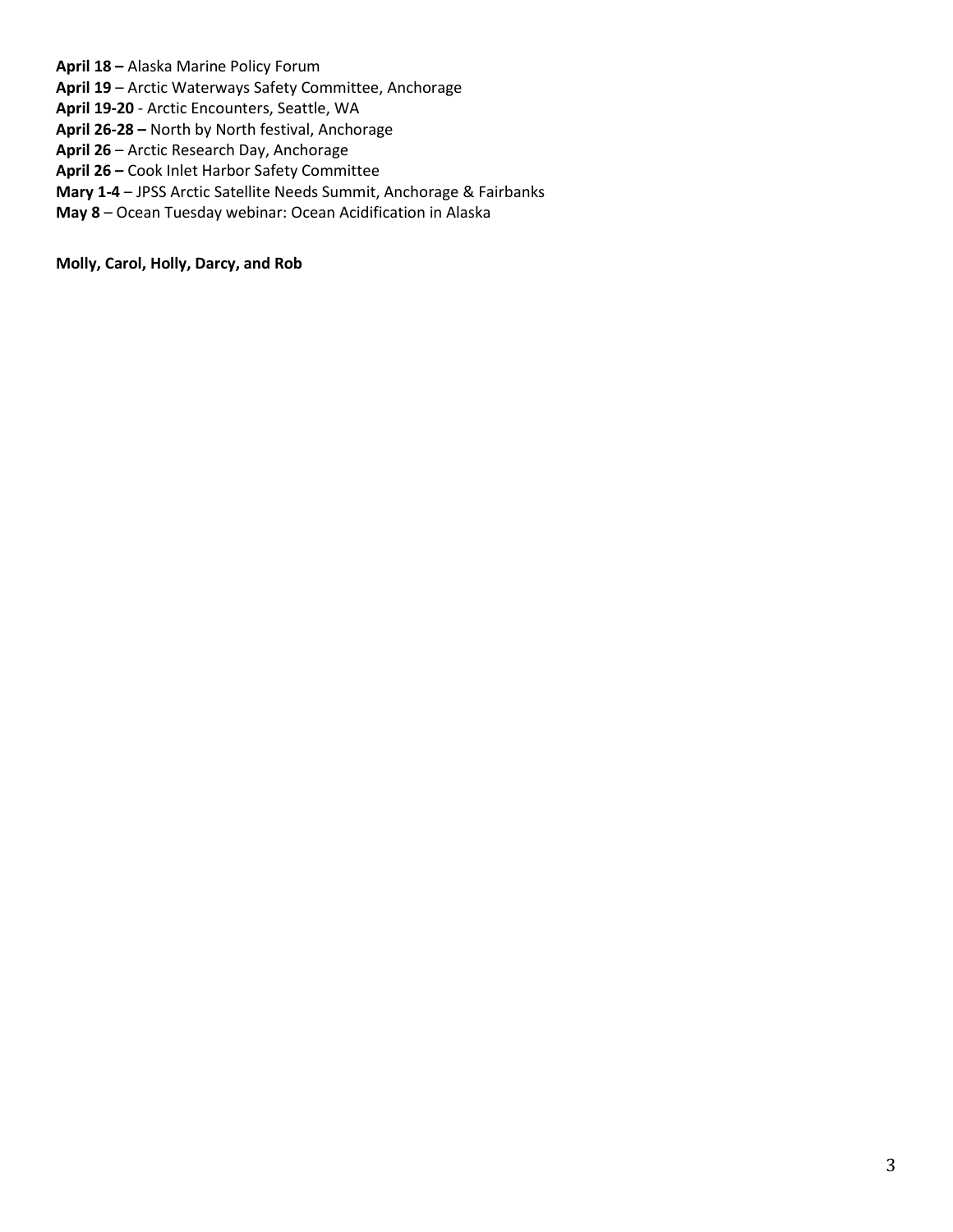**April 18 –** Alaska Marine Policy Forum
**April 19** – Arctic Waterways Safety Committee, Anchorage
**April 19-20** - Arctic Encounters, Seattle, WA
**April 26-28 –** North by North festival, Anchorage
**April 26** – Arctic Research Day, Anchorage
**April 26 –** Cook Inlet Harbor Safety Committee
**Mary 1-4** – JPSS Arctic Satellite Needs Summit, Anchorage & Fairbanks
**May 8** – Ocean Tuesday webinar: Ocean Acidification in Alaska

**Molly, Carol, Holly, Darcy, and Rob**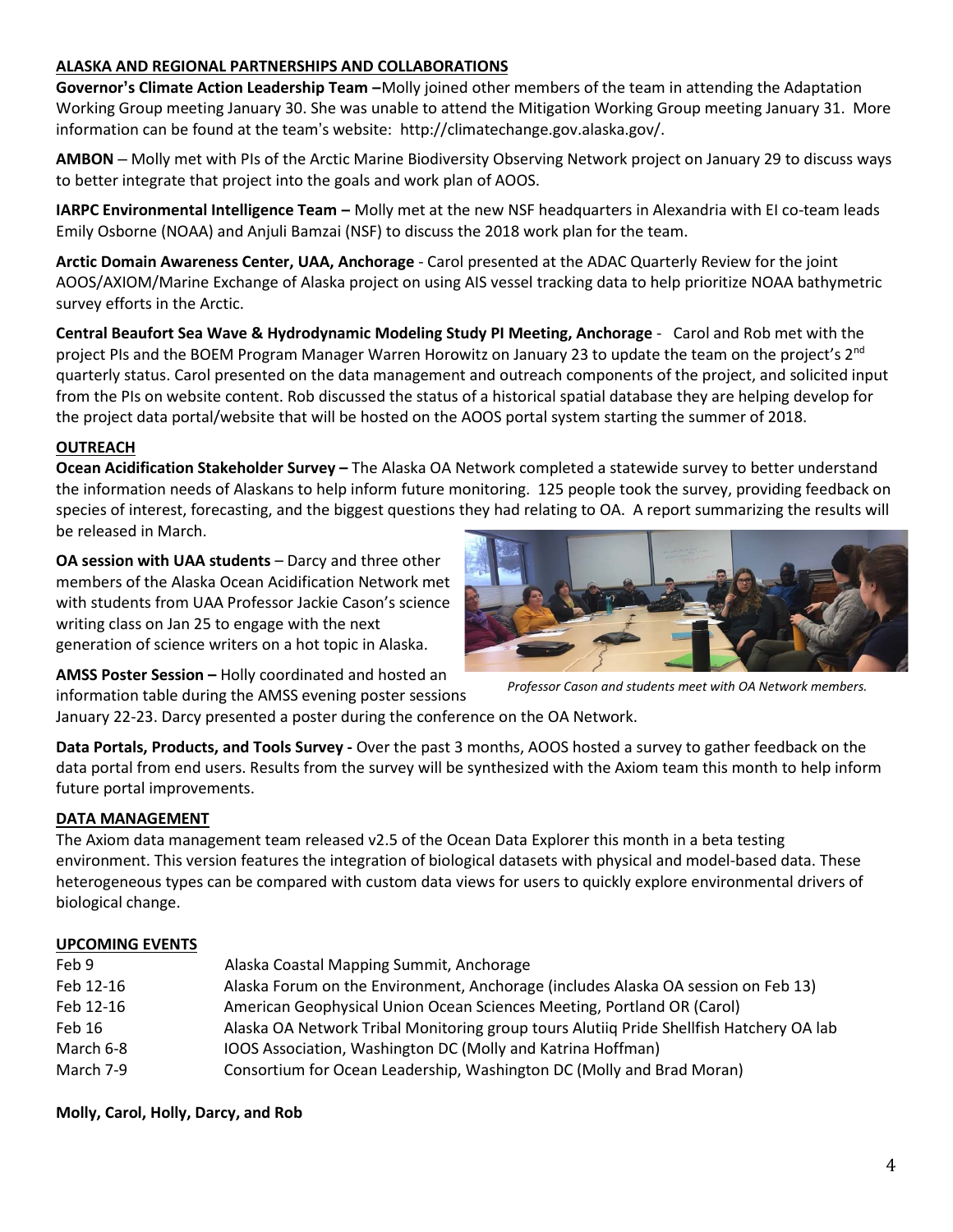## ALASKA AND REGIONAL PARTNERSHIPS AND COLLABORATIONS

**Governor's Climate Action Leadership Team –** Molly joined other members of the team in attending the Adaptation Working Group meeting January 30. She was unable to attend the Mitigation Working Group meeting January 31. More information can be found at the team's website: http://climatechange.gov.alaska.gov/.

**AMBON** – Molly met with PIs of the Arctic Marine Biodiversity Observing Network project on January 29 to discuss ways to better integrate that project into the goals and work plan of AOOS.

**IARPC Environmental Intelligence Team –** Molly met at the new NSF headquarters in Alexandria with EI co-team leads Emily Osborne (NOAA) and Anjuli Bamzai (NSF) to discuss the 2018 work plan for the team.

**Arctic Domain Awareness Center, UAA, Anchorage** - Carol presented at the ADAC Quarterly Review for the joint AOOS/AXIOM/Marine Exchange of Alaska project on using AIS vessel tracking data to help prioritize NOAA bathymetric survey efforts in the Arctic.

**Central Beaufort Sea Wave & Hydrodynamic Modeling Study PI Meeting, Anchorage** - Carol and Rob met with the project PIs and the BOEM Program Manager Warren Horowitz on January 23 to update the team on the project's 2nd quarterly status. Carol presented on the data management and outreach components of the project, and solicited input from the PIs on website content. Rob discussed the status of a historical spatial database they are helping develop for the project data portal/website that will be hosted on the AOOS portal system starting the summer of 2018.

## OUTREACH

**Ocean Acidification Stakeholder Survey –** The Alaska OA Network completed a statewide survey to better understand the information needs of Alaskans to help inform future monitoring. 125 people took the survey, providing feedback on species of interest, forecasting, and the biggest questions they had relating to OA. A report summarizing the results will be released in March.

**OA session with UAA students** – Darcy and three other members of the Alaska Ocean Acidification Network met with students from UAA Professor Jackie Cason's science writing class on Jan 25 to engage with the next generation of science writers on a hot topic in Alaska.

*Professor Cason and students meet with OA Network members.*

**AMSS Poster Session –** Holly coordinated and hosted an information table during the AMSS evening poster sessions January 22-23. Darcy presented a poster during the conference on the OA Network.

**Data Portals, Products, and Tools Survey -** Over the past 3 months, AOOS hosted a survey to gather feedback on the data portal from end users. Results from the survey will be synthesized with the Axiom team this month to help inform future portal improvements.

## DATA MANAGEMENT

The Axiom data management team released v2.5 of the Ocean Data Explorer this month in a beta testing environment. This version features the integration of biological datasets with physical and model-based data. These heterogeneous types can be compared with custom data views for users to quickly explore environmental drivers of biological change.

## UPCOMING EVENTS

| | |
|---|---|
| Feb 9 | Alaska Coastal Mapping Summit, Anchorage |
| Feb 12-16 | Alaska Forum on the Environment, Anchorage (includes Alaska OA session on Feb 13) |
| Feb 12-16 | American Geophysical Union Ocean Sciences Meeting, Portland OR (Carol) |
| Feb 16 | Alaska OA Network Tribal Monitoring group tours Alutiiq Pride Shellfish Hatchery OA lab |
| March 6-8 | IOOS Association, Washington DC (Molly and Katrina Hoffman) |
| March 7-9 | Consortium for Ocean Leadership, Washington DC (Molly and Brad Moran) |

**Molly, Carol, Holly, Darcy, and Rob**